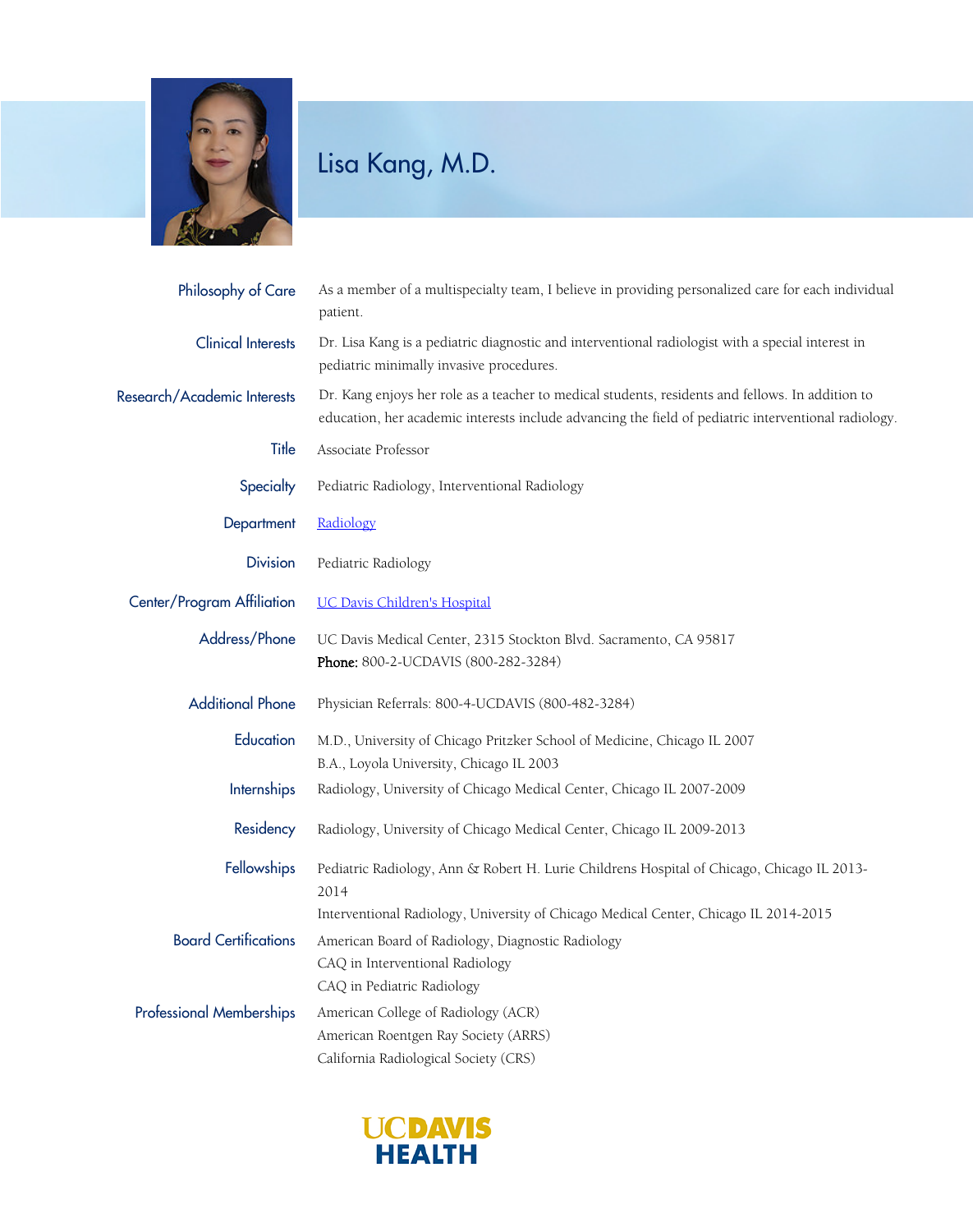# Lisa Kang, M.D.

| | |
|---|---|
| Philosophy of Care | As a member of a multispecialty team, I believe in providing personalized care for each individual patient. |
| Clinical Interests | Dr. Lisa Kang is a pediatric diagnostic and interventional radiologist with a special interest in pediatric minimally invasive procedures. |
| Research/Academic Interests | Dr. Kang enjoys her role as a teacher to medical students, residents and fellows. In addition to education, her academic interests include advancing the field of pediatric interventional radiology. |
| Title | Associate Professor |
| Specialty | Pediatric Radiology, Interventional Radiology |
| Department | Radiology |
| Division | Pediatric Radiology |
| Center/Program Affiliation | UC Davis Children's Hospital |
| Address/Phone | UC Davis Medical Center, 2315 Stockton Blvd. Sacramento, CA 95817<br>**Phone:** 800-2-UCDAVIS (800-282-3284) |
| Additional Phone | Physician Referrals: 800-4-UCDAVIS (800-482-3284) |
| Education | M.D., University of Chicago Pritzker School of Medicine, Chicago IL 2007<br>B.A., Loyola University, Chicago IL 2003 |
| Internships | Radiology, University of Chicago Medical Center, Chicago IL 2007-2009 |
| Residency | Radiology, University of Chicago Medical Center, Chicago IL 2009-2013 |
| Fellowships | Pediatric Radiology, Ann & Robert H. Lurie Childrens Hospital of Chicago, Chicago IL 2013-2014<br>Interventional Radiology, University of Chicago Medical Center, Chicago IL 2014-2015 |
| Board Certifications | American Board of Radiology, Diagnostic Radiology<br>CAQ in Interventional Radiology<br>CAQ in Pediatric Radiology |
| Professional Memberships | American College of Radiology (ACR)<br>American Roentgen Ray Society (ARRS)<br>California Radiological Society (CRS) |

UCDAVIS HEALTH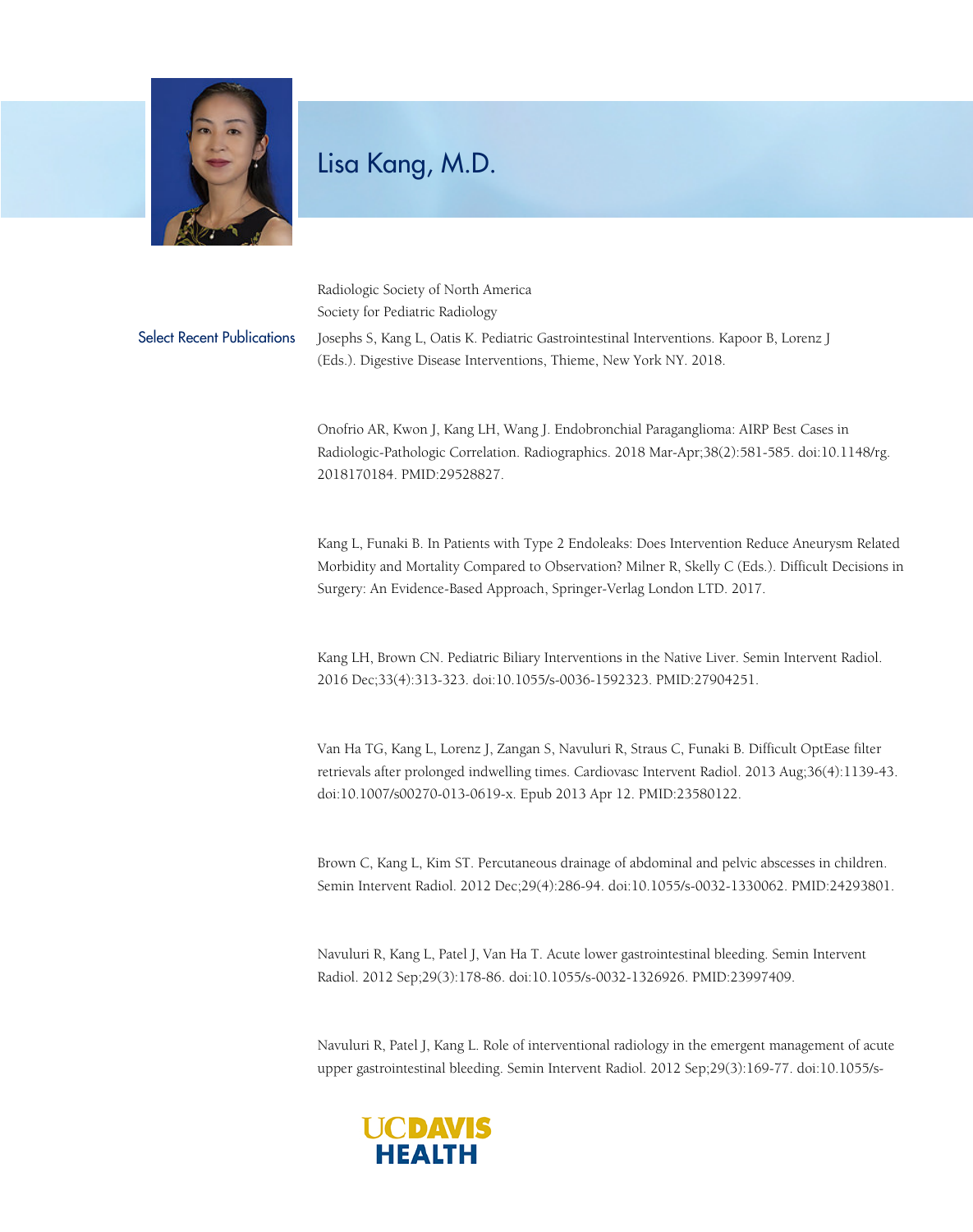# Lisa Kang, M.D.

Radiologic Society of North America
Society for Pediatric Radiology

## Select Recent Publications

Josephs S, Kang L, Oatis K. Pediatric Gastrointestinal Interventions. Kapoor B, Lorenz J (Eds.). Digestive Disease Interventions, Thieme, New York NY. 2018.

Onofrio AR, Kwon J, Kang LH, Wang J. Endobronchial Paraganglioma: AIRP Best Cases in Radiologic-Pathologic Correlation. Radiographics. 2018 Mar-Apr;38(2):581-585. doi:10.1148/rg.2018170184. PMID:29528827.

Kang L, Funaki B. In Patients with Type 2 Endoleaks: Does Intervention Reduce Aneurysm Related Morbidity and Mortality Compared to Observation? Milner R, Skelly C (Eds.). Difficult Decisions in Surgery: An Evidence-Based Approach, Springer-Verlag London LTD. 2017.

Kang LH, Brown CN. Pediatric Biliary Interventions in the Native Liver. Semin Intervent Radiol. 2016 Dec;33(4):313-323. doi:10.1055/s-0036-1592323. PMID:27904251.

Van Ha TG, Kang L, Lorenz J, Zangan S, Navuluri R, Straus C, Funaki B. Difficult OptEase filter retrievals after prolonged indwelling times. Cardiovasc Intervent Radiol. 2013 Aug;36(4):1139-43. doi:10.1007/s00270-013-0619-x. Epub 2013 Apr 12. PMID:23580122.

Brown C, Kang L, Kim ST. Percutaneous drainage of abdominal and pelvic abscesses in children. Semin Intervent Radiol. 2012 Dec;29(4):286-94. doi:10.1055/s-0032-1330062. PMID:24293801.

Navuluri R, Kang L, Patel J, Van Ha T. Acute lower gastrointestinal bleeding. Semin Intervent Radiol. 2012 Sep;29(3):178-86. doi:10.1055/s-0032-1326926. PMID:23997409.

Navuluri R, Patel J, Kang L. Role of interventional radiology in the emergent management of acute upper gastrointestinal bleeding. Semin Intervent Radiol. 2012 Sep;29(3):169-77. doi:10.1055/s-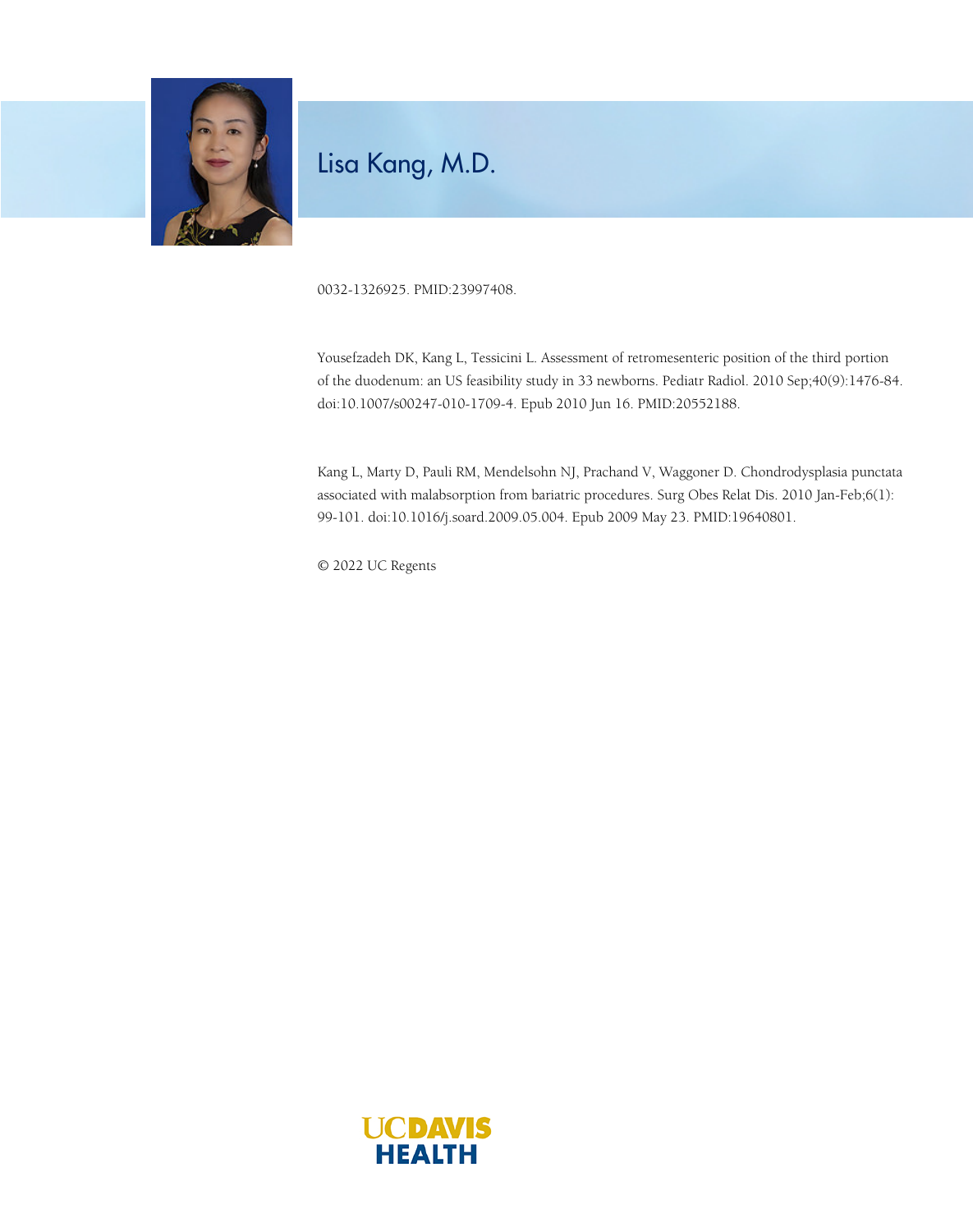# Lisa Kang, M.D.

0032-1326925. PMID:23997408.

Yousefzadeh DK, Kang L, Tessicini L. Assessment of retromesenteric position of the third portion of the duodenum: an US feasibility study in 33 newborns. Pediatr Radiol. 2010 Sep;40(9):1476-84. doi:10.1007/s00247-010-1709-4. Epub 2010 Jun 16. PMID:20552188.

Kang L, Marty D, Pauli RM, Mendelsohn NJ, Prachand V, Waggoner D. Chondrodysplasia punctata associated with malabsorption from bariatric procedures. Surg Obes Relat Dis. 2010 Jan-Feb;6(1): 99-101. doi:10.1016/j.soard.2009.05.004. Epub 2009 May 23. PMID:19640801.

© 2022 UC Regents

UCDAVIS HEALTH